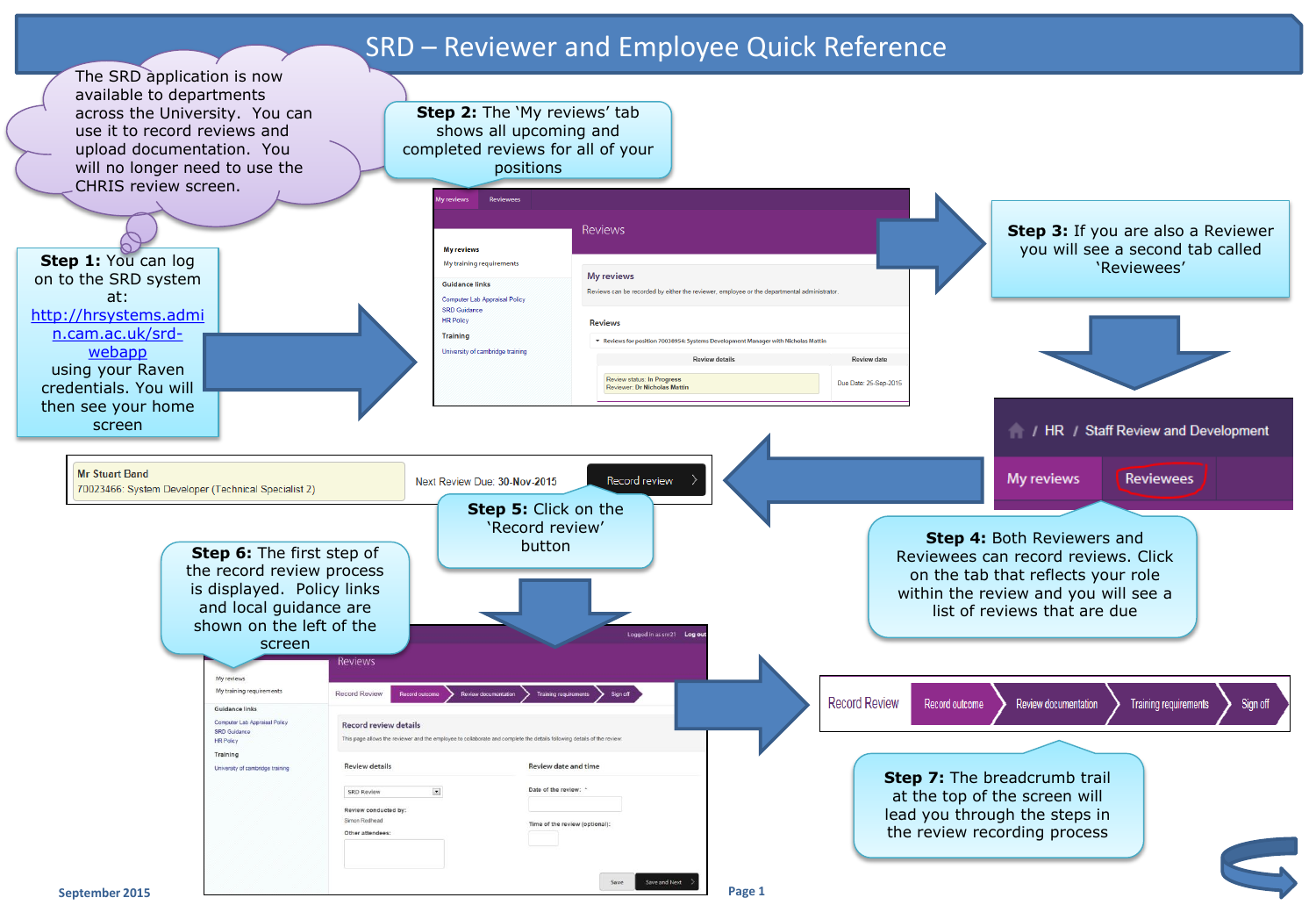# SRD – Reviewer and Employee Quick Reference

The SRD application is now available to departments across the University. You can use it to record reviews and upload documentation. You will no longer need to use the CHRIS review screen.

**Step 1:** You can log on to the SRD system at: http://hrsystems.admin.cam.ac.uk/srd-webapp using your Raven credentials. You will then see your home screen

**Step 2:** The 'My reviews' tab shows all upcoming and completed reviews for all of your positions

**Step 3:** If you are also a Reviewer you will see a second tab called 'Reviewees'

**Step 4:** Both Reviewers and Reviewees can record reviews. Click on the tab that reflects your role within the review and you will see a list of reviews that are due

**Step 5:** Click on the 'Record review' button

**Step 6:** The first step of the record review process is displayed. Policy links and local guidance are shown on the left of the screen

**Step 7:** The breadcrumb trail at the top of the screen will lead you through the steps in the review recording process

September 2015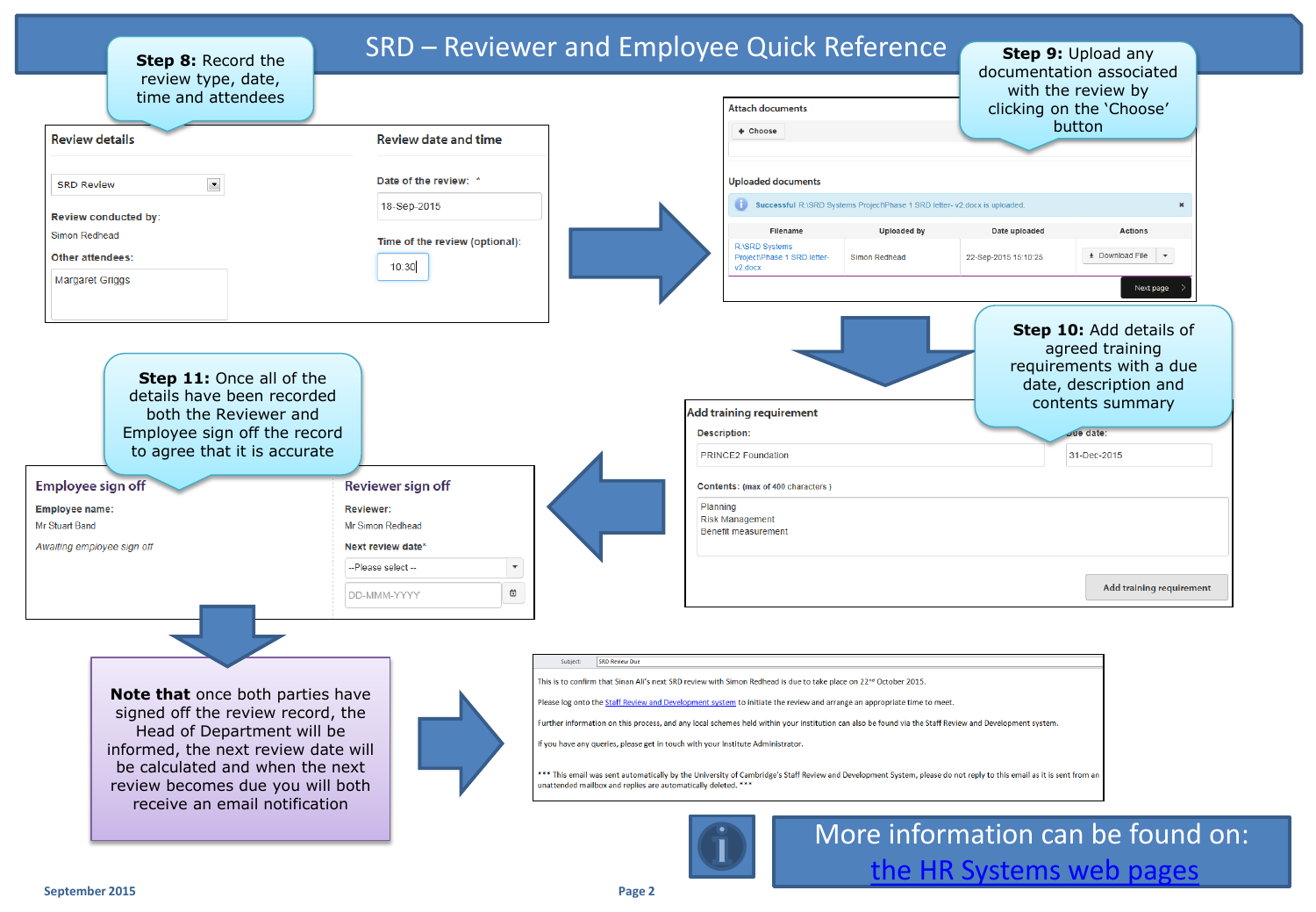# SRD – Reviewer and Employee Quick Reference

**Step 8:** Record the review type, date, time and attendees

Review details

SRD Review

Review conducted by:
Simon Redhead

Other attendees:
Margaret Griggs

Review date and time

Date of the review: *
18-Sep-2015

Time of the review (optional):
10.30

**Step 9:** Upload any documentation associated with the review by clicking on the 'Choose' button

Attach documents

Choose

Uploaded documents

Successful R:\SRD Systems Project\Phase 1 SRD letter- v2.docx is uploaded.

| Filename | Uploaded by | Date uploaded | Actions |
|---|---|---|---|
| R:\SRD Systems Project\Phase 1 SRD letter- v2.docx | Simon Redhead | 22-Sep-2015 15:10:25 | Download File |

Next page

**Step 10:** Add details of agreed training requirements with a due date, description and contents summary

Add training requirement

Description:
PRINCE2 Foundation

Due date:
31-Dec-2015

Contents: (max of 400 characters)
Planning
Risk Management
Benefit measurement

Add training requirement

**Step 11:** Once all of the details have been recorded both the Reviewer and Employee sign off the record to agree that it is accurate

Employee sign off

Employee name:
Mr Stuart Band

*Awaiting employee sign off*

Reviewer sign off

Reviewer:
Mr Simon Redhead

Next review date*
--Please select --
DD-MMM-YYYY

**Note that** once both parties have signed off the review record, the Head of Department will be informed, the next review date will be calculated and when the next review becomes due you will both receive an email notification

Subject: SRD Review Due

This is to confirm that Sinan Ali's next SRD review with Simon Redhead is due to take place on 22nd October 2015.

Please log onto the Staff Review and Development system to initiate the review and arrange an appropriate time to meet.

Further information on this process, and any local schemes held within your institution can also be found via the Staff Review and Development system.

If you have any queries, please get in touch with your Institute Administrator.

*** This email was sent automatically by the University of Cambridge's Staff Review and Development System, please do not reply to this email as it is sent from an unattended mailbox and replies are automatically deleted. ***

More information can be found on: the HR Systems web pages

September 2015